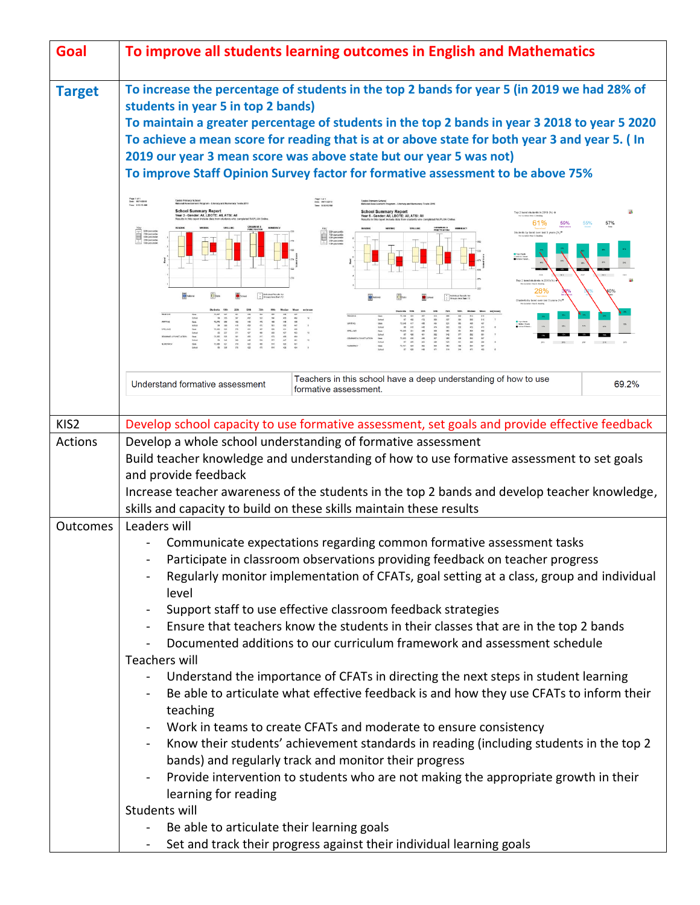| | |
|---|---|
| **Goal** | **To improve all students learning outcomes in English and Mathematics** |
| **Target** | **To increase the percentage of students in the top 2 bands for year 5 (in 2019 we had 28% of students in year 5 in top 2 bands)**<br>**To maintain a greater percentage of students in the top 2 bands in year 3 2018 to year 5 2020**<br>**To achieve a mean score for reading that is at or above state for both year 3 and year 5. ( In 2019 our year 3 mean score was above state but our year 5 was not)**<br>**To improve Staff Opinion Survey factor for formative assessment to be above 75%**<br><br>Understand formative assessment \| Teachers in this school have a deep understanding of how to use formative assessment. \| 69.2% |
| KIS2 | Develop school capacity to use formative assessment, set goals and provide effective feedback |
| Actions | Develop a whole school understanding of formative assessment<br>Build teacher knowledge and understanding of how to use formative assessment to set goals and provide feedback<br>Increase teacher awareness of the students in the top 2 bands and develop teacher knowledge, skills and capacity to build on these skills maintain these results |
| Outcomes | Leaders will<br>- Communicate expectations regarding common formative assessment tasks<br>- Participate in classroom observations providing feedback on teacher progress<br>- Regularly monitor implementation of CFATs, goal setting at a class, group and individual level<br>- Support staff to use effective classroom feedback strategies<br>- Ensure that teachers know the students in their classes that are in the top 2 bands<br>- Documented additions to our curriculum framework and assessment schedule<br>Teachers will<br>- Understand the importance of CFATs in directing the next steps in student learning<br>- Be able to articulate what effective feedback is and how they use CFATs to inform their teaching<br>- Work in teams to create CFATs and moderate to ensure consistency<br>- Know their students' achievement standards in reading (including students in the top 2 bands) and regularly track and monitor their progress<br>- Provide intervention to students who are not making the appropriate growth in their learning for reading<br>Students will<br>- Be able to articulate their learning goals<br>- Set and track their progress against their individual learning goals |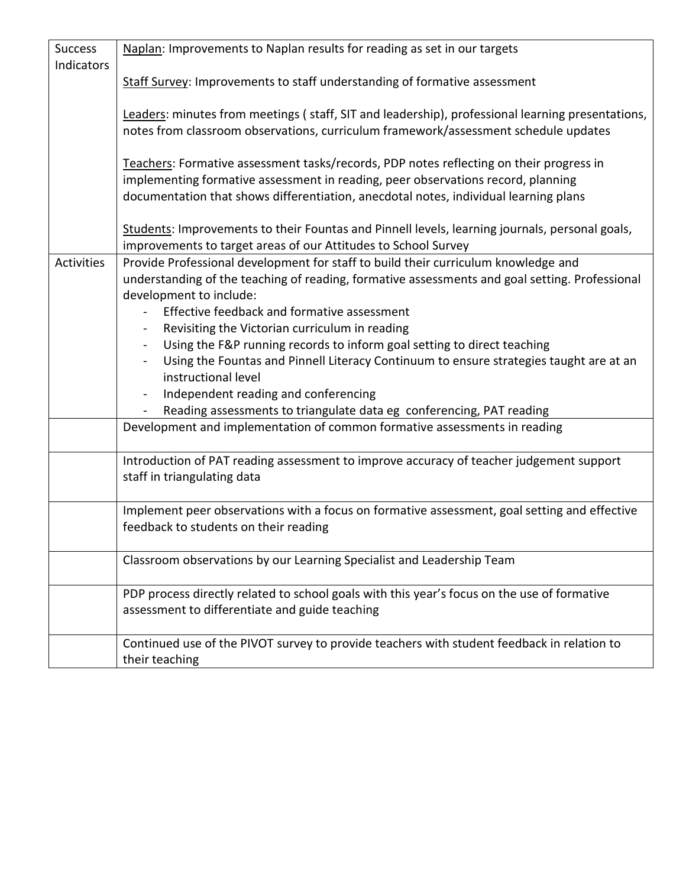| | |
|---|---|
| Success Indicators | <u>Naplan</u>: Improvements to Naplan results for reading as set in our targets<br><br><u>Staff Survey</u>: Improvements to staff understanding of formative assessment<br><br><u>Leaders</u>: minutes from meetings ( staff, SIT and leadership), professional learning presentations, notes from classroom observations, curriculum framework/assessment schedule updates<br><br><u>Teachers</u>: Formative assessment tasks/records, PDP notes reflecting on their progress in implementing formative assessment in reading, peer observations record, planning documentation that shows differentiation, anecdotal notes, individual learning plans<br><br><u>Students</u>: Improvements to their Fountas and Pinnell levels, learning journals, personal goals, improvements to target areas of our Attitudes to School Survey |
| Activities | Provide Professional development for staff to build their curriculum knowledge and understanding of the teaching of reading, formative assessments and goal setting. Professional development to include:<br>- Effective feedback and formative assessment<br>- Revisiting the Victorian curriculum in reading<br>- Using the F&P running records to inform goal setting to direct teaching<br>- Using the Fountas and Pinnell Literacy Continuum to ensure strategies taught are at an instructional level<br>- Independent reading and conferencing<br>- Reading assessments to triangulate data eg conferencing, PAT reading |
| | Development and implementation of common formative assessments in reading |
| | Introduction of PAT reading assessment to improve accuracy of teacher judgement support staff in triangulating data |
| | Implement peer observations with a focus on formative assessment, goal setting and effective feedback to students on their reading |
| | Classroom observations by our Learning Specialist and Leadership Team |
| | PDP process directly related to school goals with this year's focus on the use of formative assessment to differentiate and guide teaching |
| | Continued use of the PIVOT survey to provide teachers with student feedback in relation to their teaching |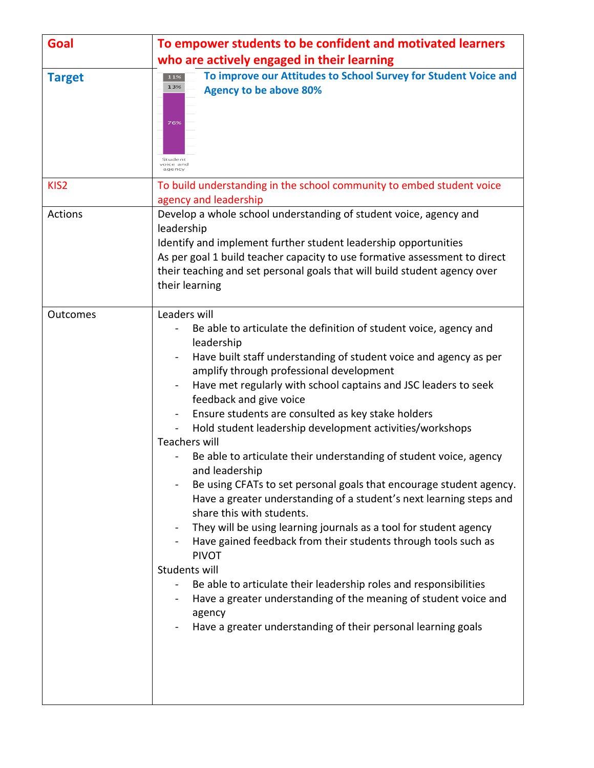| Goal | To empower students to be confident and motivated learners who are actively engaged in their learning |
| --- | --- |
| Target | 11% 13% 76% Student voice and agency<br>To improve our Attitudes to School Survey for Student Voice and Agency to be above 80% |
| KIS2 | To build understanding in the school community to embed student voice agency and leadership |
| Actions | Develop a whole school understanding of student voice, agency and leadership<br>Identify and implement further student leadership opportunities<br>As per goal 1 build teacher capacity to use formative assessment to direct their teaching and set personal goals that will build student agency over their learning |
| Outcomes | Leaders will<br>- Be able to articulate the definition of student voice, agency and leadership<br>- Have built staff understanding of student voice and agency as per amplify through professional development<br>- Have met regularly with school captains and JSC leaders to seek feedback and give voice<br>- Ensure students are consulted as key stake holders<br>- Hold student leadership development activities/workshops<br>Teachers will<br>- Be able to articulate their understanding of student voice, agency and leadership<br>- Be using CFATs to set personal goals that encourage student agency. Have a greater understanding of a student's next learning steps and share this with students.<br>- They will be using learning journals as a tool for student agency<br>- Have gained feedback from their students through tools such as PIVOT<br>Students will<br>- Be able to articulate their leadership roles and responsibilities<br>- Have a greater understanding of the meaning of student voice and agency<br>- Have a greater understanding of their personal learning goals |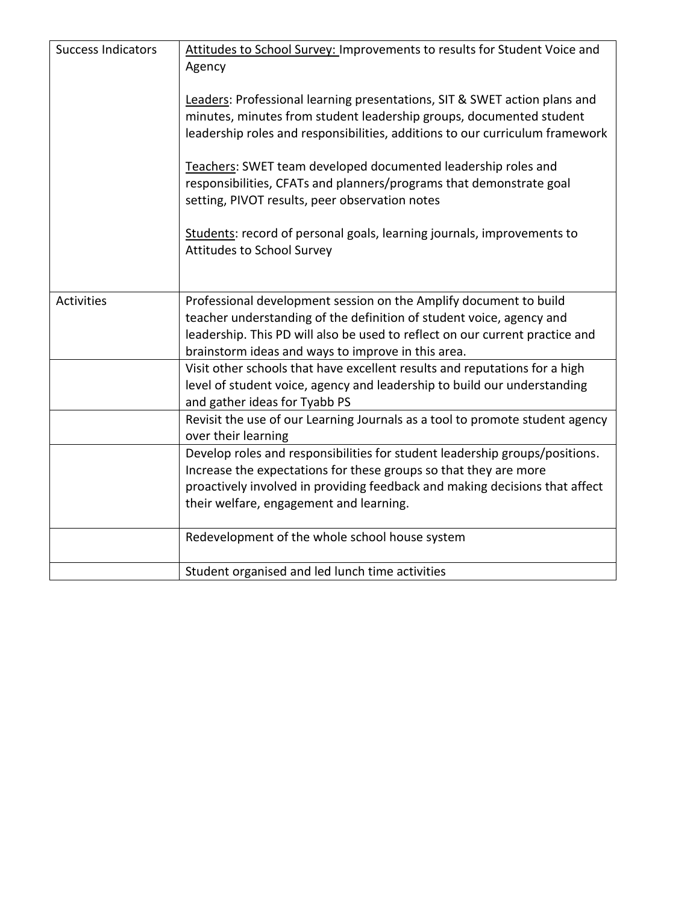| | |
|---|---|
| Success Indicators | <u>Attitudes to School Survey:</u> Improvements to results for Student Voice and Agency<br><br><u>Leaders</u>: Professional learning presentations, SIT & SWET action plans and minutes, minutes from student leadership groups, documented student leadership roles and responsibilities, additions to our curriculum framework<br><br><u>Teachers</u>: SWET team developed documented leadership roles and responsibilities, CFATs and planners/programs that demonstrate goal setting, PIVOT results, peer observation notes<br><br><u>Students</u>: record of personal goals, learning journals, improvements to Attitudes to School Survey |
| Activities | Professional development session on the Amplify document to build teacher understanding of the definition of student voice, agency and leadership. This PD will also be used to reflect on our current practice and brainstorm ideas and ways to improve in this area. |
| | Visit other schools that have excellent results and reputations for a high level of student voice, agency and leadership to build our understanding and gather ideas for Tyabb PS |
| | Revisit the use of our Learning Journals as a tool to promote student agency over their learning |
| | Develop roles and responsibilities for student leadership groups/positions. Increase the expectations for these groups so that they are more proactively involved in providing feedback and making decisions that affect their welfare, engagement and learning. |
| | Redevelopment of the whole school house system |
| | Student organised and led lunch time activities |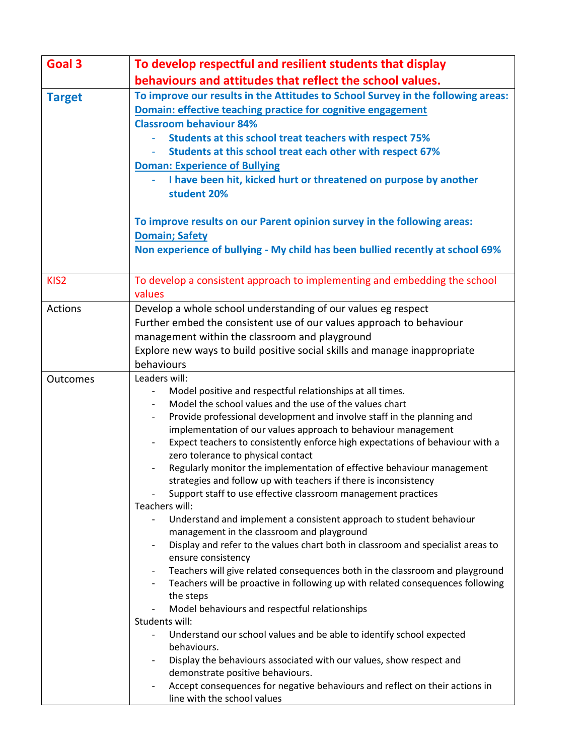| Goal 3 | **To develop respectful and resilient students that display behaviours and attitudes that reflect the school values.** |
|---|---|
| **Target** | **To improve our results in the Attitudes to School Survey in the following areas:**<br>**Domain: effective teaching practice for cognitive engagement**<br>**Classroom behaviour 84%**<br>- **Students at this school treat teachers with respect 75%**<br>- **Students at this school treat each other with respect 67%**<br>**Doman: Experience of Bullying**<br>- **I have been hit, kicked hurt or threatened on purpose by another student 20%**<br><br>**To improve results on our Parent opinion survey in the following areas:**<br>**Domain; Safety**<br>**Non experience of bullying - My child has been bullied recently at school 69%** |
| KIS2 | To develop a consistent approach to implementing and embedding the school values |
| Actions | Develop a whole school understanding of our values eg respect<br>Further embed the consistent use of our values approach to behaviour management within the classroom and playground<br>Explore new ways to build positive social skills and manage inappropriate behaviours |
| Outcomes | Leaders will:<br>- Model positive and respectful relationships at all times.<br>- Model the school values and the use of the values chart<br>- Provide professional development and involve staff in the planning and implementation of our values approach to behaviour management<br>- Expect teachers to consistently enforce high expectations of behaviour with a zero tolerance to physical contact<br>- Regularly monitor the implementation of effective behaviour management strategies and follow up with teachers if there is inconsistency<br>- Support staff to use effective classroom management practices<br>Teachers will:<br>- Understand and implement a consistent approach to student behaviour management in the classroom and playground<br>- Display and refer to the values chart both in classroom and specialist areas to ensure consistency<br>- Teachers will give related consequences both in the classroom and playground<br>- Teachers will be proactive in following up with related consequences following the steps<br>- Model behaviours and respectful relationships<br>Students will:<br>- Understand our school values and be able to identify school expected behaviours.<br>- Display the behaviours associated with our values, show respect and demonstrate positive behaviours.<br>- Accept consequences for negative behaviours and reflect on their actions in line with the school values |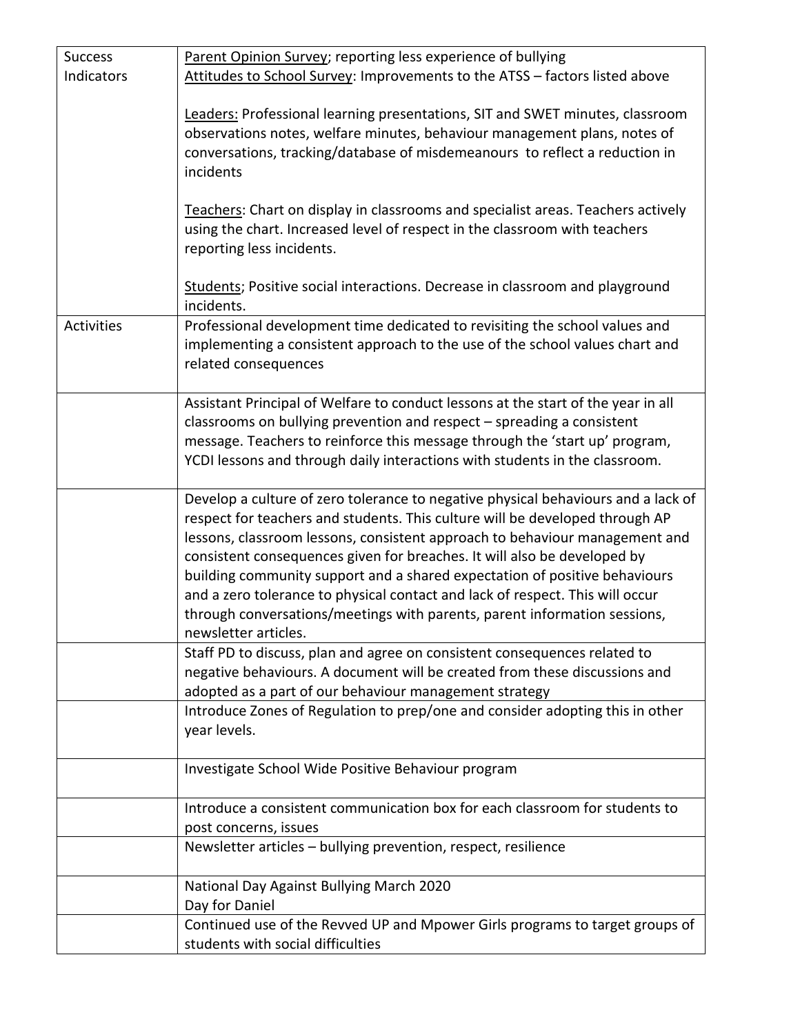| | |
|---|---|
| Success Indicators | <u>Parent Opinion Survey</u>; reporting less experience of bullying<br><u>Attitudes to School Survey</u>: Improvements to the ATSS – factors listed above<br><br><u>Leaders:</u> Professional learning presentations, SIT and SWET minutes, classroom observations notes, welfare minutes, behaviour management plans, notes of conversations, tracking/database of misdemeanours to reflect a reduction in incidents<br><br><u>Teachers</u>: Chart on display in classrooms and specialist areas. Teachers actively using the chart. Increased level of respect in the classroom with teachers reporting less incidents.<br><br><u>Students</u>; Positive social interactions. Decrease in classroom and playground incidents. |
| Activities | Professional development time dedicated to revisiting the school values and implementing a consistent approach to the use of the school values chart and related consequences |
| | Assistant Principal of Welfare to conduct lessons at the start of the year in all classrooms on bullying prevention and respect – spreading a consistent message. Teachers to reinforce this message through the 'start up' program, YCDI lessons and through daily interactions with students in the classroom. |
| | Develop a culture of zero tolerance to negative physical behaviours and a lack of respect for teachers and students. This culture will be developed through AP lessons, classroom lessons, consistent approach to behaviour management and consistent consequences given for breaches. It will also be developed by building community support and a shared expectation of positive behaviours and a zero tolerance to physical contact and lack of respect. This will occur through conversations/meetings with parents, parent information sessions, newsletter articles. |
| | Staff PD to discuss, plan and agree on consistent consequences related to negative behaviours. A document will be created from these discussions and adopted as a part of our behaviour management strategy |
| | Introduce Zones of Regulation to prep/one and consider adopting this in other year levels. |
| | Investigate School Wide Positive Behaviour program |
| | Introduce a consistent communication box for each classroom for students to post concerns, issues |
| | Newsletter articles – bullying prevention, respect, resilience |
| | National Day Against Bullying March 2020<br>Day for Daniel |
| | Continued use of the Revved UP and Mpower Girls programs to target groups of students with social difficulties |